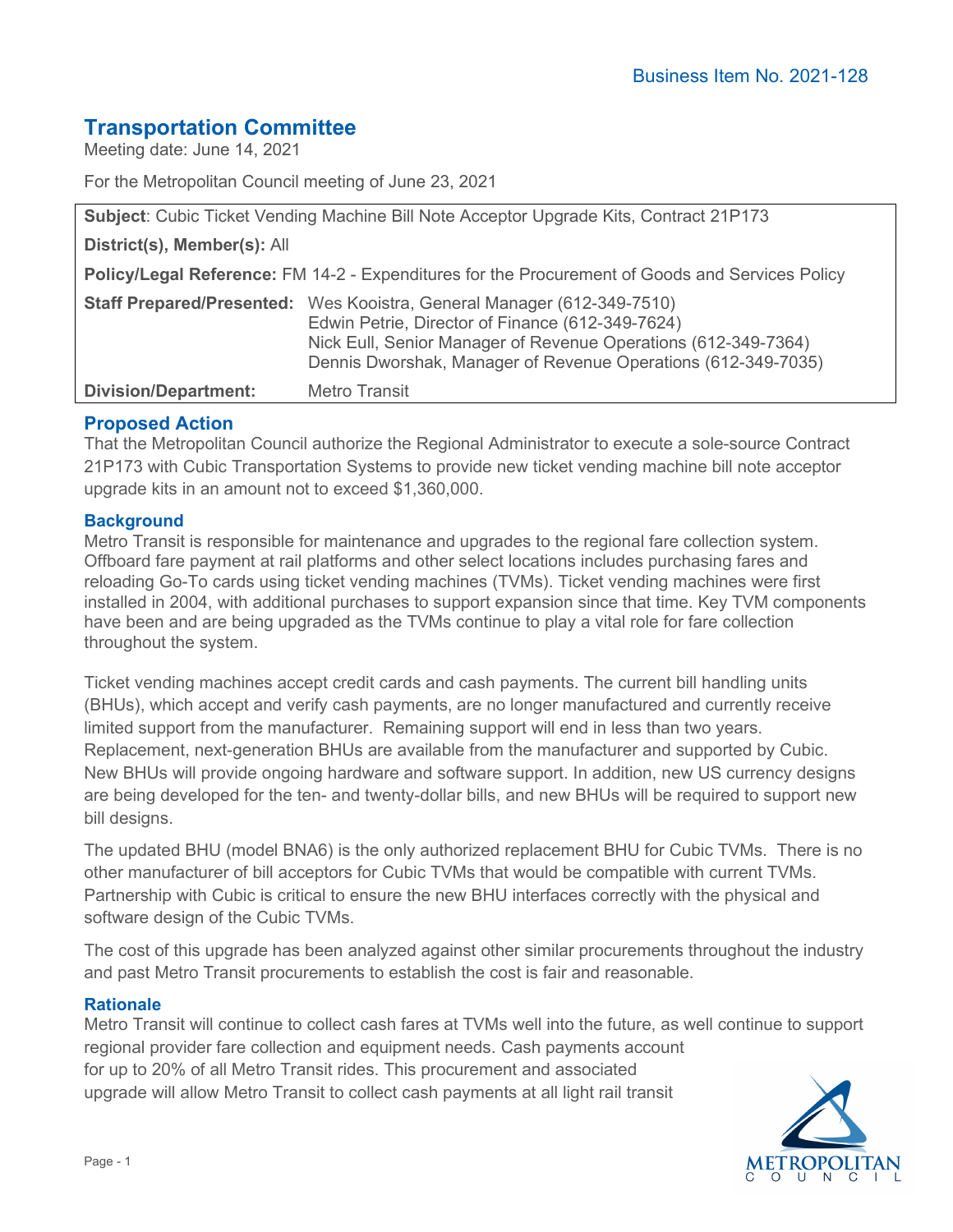Business Item No. 2021-128

# Transportation Committee

Meeting date: June 14, 2021

For the Metropolitan Council meeting of June 23, 2021

| | |
|---|---|
| **Subject**: Cubic Ticket Vending Machine Bill Note Acceptor Upgrade Kits, Contract 21P173 | |
| **District(s), Member(s):** All | |
| **Policy/Legal Reference:** FM 14-2 - Expenditures for the Procurement of Goods and Services Policy | |
| **Staff Prepared/Presented:** | Wes Kooistra, General Manager (612-349-7510)<br>Edwin Petrie, Director of Finance (612-349-7624)<br>Nick Eull, Senior Manager of Revenue Operations (612-349-7364)<br>Dennis Dworshak, Manager of Revenue Operations (612-349-7035) |
| **Division/Department:** | Metro Transit |

## Proposed Action

That the Metropolitan Council authorize the Regional Administrator to execute a sole-source Contract 21P173 with Cubic Transportation Systems to provide new ticket vending machine bill note acceptor upgrade kits in an amount not to exceed $1,360,000.

## Background

Metro Transit is responsible for maintenance and upgrades to the regional fare collection system. Offboard fare payment at rail platforms and other select locations includes purchasing fares and reloading Go-To cards using ticket vending machines (TVMs). Ticket vending machines were first installed in 2004, with additional purchases to support expansion since that time. Key TVM components have been and are being upgraded as the TVMs continue to play a vital role for fare collection throughout the system.

Ticket vending machines accept credit cards and cash payments. The current bill handling units (BHUs), which accept and verify cash payments, are no longer manufactured and currently receive limited support from the manufacturer. Remaining support will end in less than two years. Replacement, next-generation BHUs are available from the manufacturer and supported by Cubic. New BHUs will provide ongoing hardware and software support. In addition, new US currency designs are being developed for the ten- and twenty-dollar bills, and new BHUs will be required to support new bill designs.

The updated BHU (model BNA6) is the only authorized replacement BHU for Cubic TVMs. There is no other manufacturer of bill acceptors for Cubic TVMs that would be compatible with current TVMs. Partnership with Cubic is critical to ensure the new BHU interfaces correctly with the physical and software design of the Cubic TVMs.

The cost of this upgrade has been analyzed against other similar procurements throughout the industry and past Metro Transit procurements to establish the cost is fair and reasonable.

## Rationale

Metro Transit will continue to collect cash fares at TVMs well into the future, as well continue to support regional provider fare collection and equipment needs. Cash payments account for up to 20% of all Metro Transit rides. This procurement and associated upgrade will allow Metro Transit to collect cash payments at all light rail transit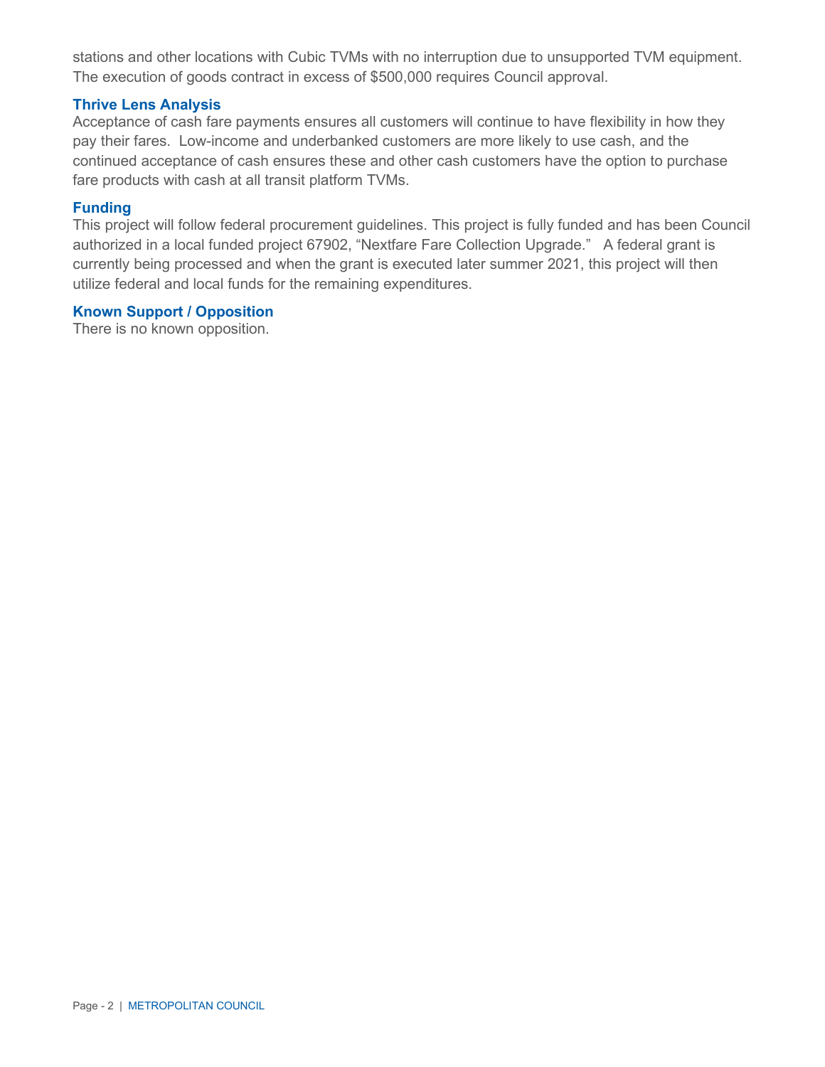stations and other locations with Cubic TVMs with no interruption due to unsupported TVM equipment. The execution of goods contract in excess of $500,000 requires Council approval.

### Thrive Lens Analysis

Acceptance of cash fare payments ensures all customers will continue to have flexibility in how they pay their fares. Low-income and underbanked customers are more likely to use cash, and the continued acceptance of cash ensures these and other cash customers have the option to purchase fare products with cash at all transit platform TVMs.

### Funding

This project will follow federal procurement guidelines. This project is fully funded and has been Council authorized in a local funded project 67902, "Nextfare Fare Collection Upgrade." A federal grant is currently being processed and when the grant is executed later summer 2021, this project will then utilize federal and local funds for the remaining expenditures.

### Known Support / Opposition

There is no known opposition.